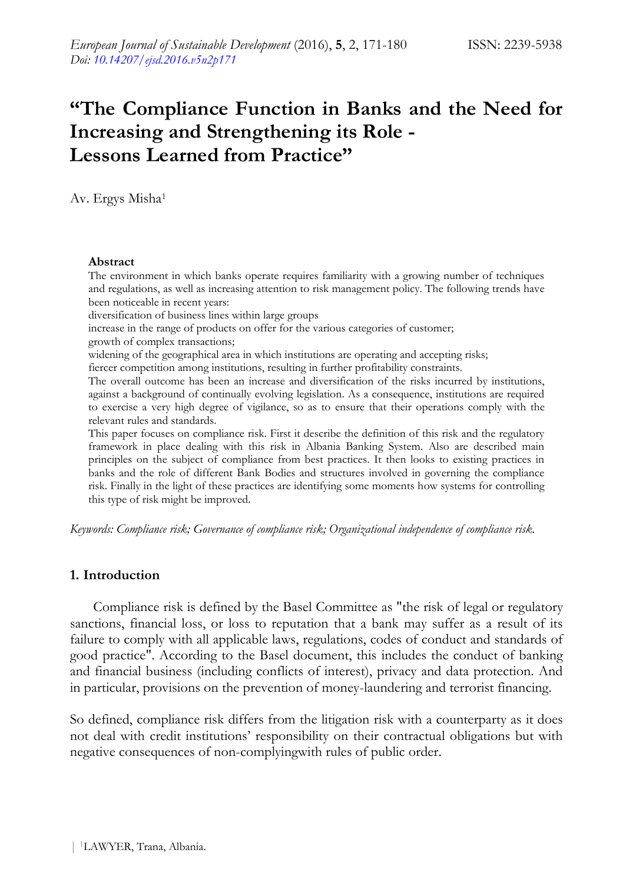# "The Compliance Function in Banks and the Need for Increasing and Strengthening its Role - Lessons Learned from Practice"

Av. Ergys Misha[1]

**Abstract**

The environment in which banks operate requires familiarity with a growing number of techniques and regulations, as well as increasing attention to risk management policy. The following trends have been noticeable in recent years:

diversification of business lines within large groups

increase in the range of products on offer for the various categories of customer;

growth of complex transactions;

widening of the geographical area in which institutions are operating and accepting risks;

fiercer competition among institutions, resulting in further profitability constraints.

The overall outcome has been an increase and diversification of the risks incurred by institutions, against a background of continually evolving legislation. As a consequence, institutions are required to exercise a very high degree of vigilance, so as to ensure that their operations comply with the relevant rules and standards.

This paper focuses on compliance risk. First it describe the definition of this risk and the regulatory framework in place dealing with this risk in Albania Banking System. Also are described main principles on the subject of compliance from best practices. It then looks to existing practices in banks and the role of different Bank Bodies and structures involved in governing the compliance risk. Finally in the light of these practices are identifying some moments how systems for controlling this type of risk might be improved.

*Keywords: Compliance risk; Governance of compliance risk; Organizational independence of compliance risk.*

## 1. Introduction

Compliance risk is defined by the Basel Committee as "the risk of legal or regulatory sanctions, financial loss, or loss to reputation that a bank may suffer as a result of its failure to comply with all applicable laws, regulations, codes of conduct and standards of good practice". According to the Basel document, this includes the conduct of banking and financial business (including conflicts of interest), privacy and data protection. And in particular, provisions on the prevention of money-laundering and terrorist financing.

So defined, compliance risk differs from the litigation risk with a counterparty as it does not deal with credit institutions' responsibility on their contractual obligations but with negative consequences of non-complyingwith rules of public order.

[1]LAWYER, Trana, Albania.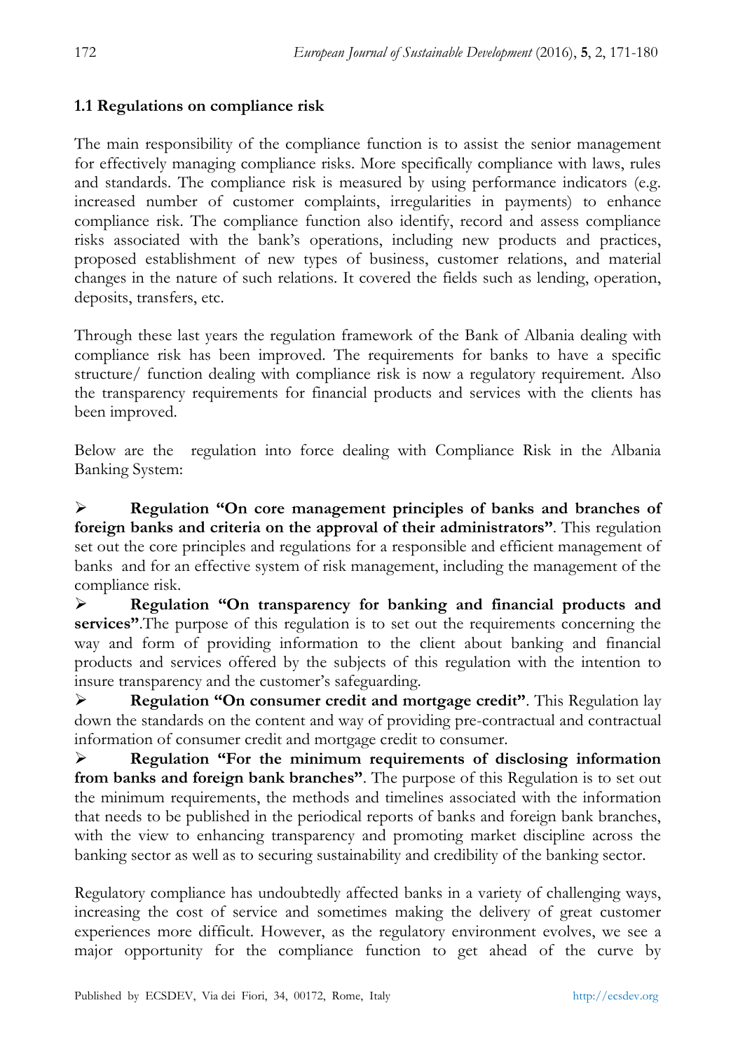### 1.1 Regulations on compliance risk

The main responsibility of the compliance function is to assist the senior management for effectively managing compliance risks. More specifically compliance with laws, rules and standards. The compliance risk is measured by using performance indicators (e.g. increased number of customer complaints, irregularities in payments) to enhance compliance risk. The compliance function also identify, record and assess compliance risks associated with the bank's operations, including new products and practices, proposed establishment of new types of business, customer relations, and material changes in the nature of such relations. It covered the fields such as lending, operation, deposits, transfers, etc.

Through these last years the regulation framework of the Bank of Albania dealing with compliance risk has been improved. The requirements for banks to have a specific structure/ function dealing with compliance risk is now a regulatory requirement. Also the transparency requirements for financial products and services with the clients has been improved.

Below are the regulation into force dealing with Compliance Risk in the Albania Banking System:

- **Regulation "On core management principles of banks and branches of foreign banks and criteria on the approval of their administrators"**. This regulation set out the core principles and regulations for a responsible and efficient management of banks and for an effective system of risk management, including the management of the compliance risk.
- **Regulation "On transparency for banking and financial products and services"**.The purpose of this regulation is to set out the requirements concerning the way and form of providing information to the client about banking and financial products and services offered by the subjects of this regulation with the intention to insure transparency and the customer's safeguarding.
- **Regulation "On consumer credit and mortgage credit"**. This Regulation lay down the standards on the content and way of providing pre-contractual and contractual information of consumer credit and mortgage credit to consumer.
- **Regulation "For the minimum requirements of disclosing information from banks and foreign bank branches"**. The purpose of this Regulation is to set out the minimum requirements, the methods and timelines associated with the information that needs to be published in the periodical reports of banks and foreign bank branches, with the view to enhancing transparency and promoting market discipline across the banking sector as well as to securing sustainability and credibility of the banking sector.

Regulatory compliance has undoubtedly affected banks in a variety of challenging ways, increasing the cost of service and sometimes making the delivery of great customer experiences more difficult. However, as the regulatory environment evolves, we see a major opportunity for the compliance function to get ahead of the curve by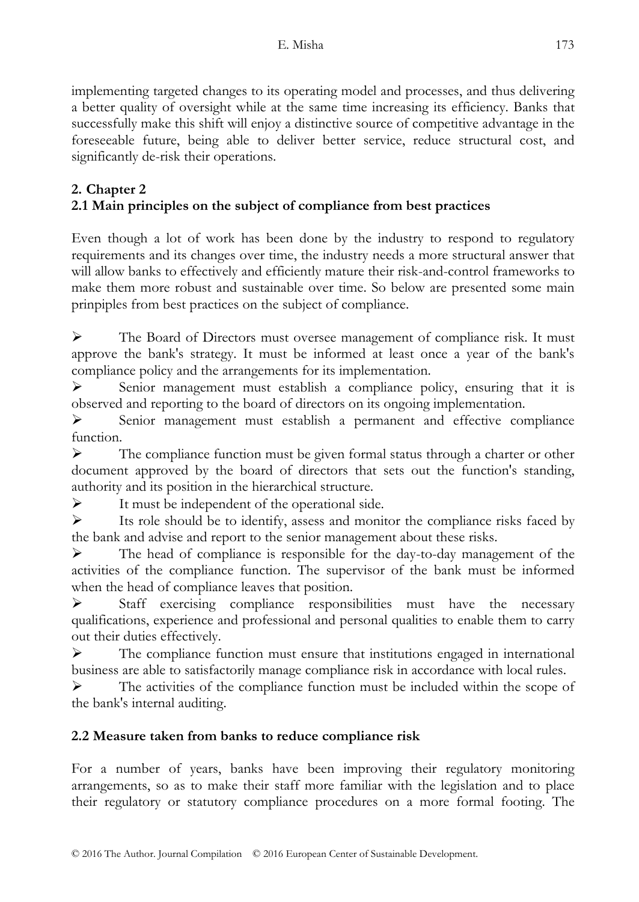implementing targeted changes to its operating model and processes, and thus delivering a better quality of oversight while at the same time increasing its efficiency. Banks that successfully make this shift will enjoy a distinctive source of competitive advantage in the foreseeable future, being able to deliver better service, reduce structural cost, and significantly de-risk their operations.

## 2. Chapter 2

### 2.1 Main principles on the subject of compliance from best practices

Even though a lot of work has been done by the industry to respond to regulatory requirements and its changes over time, the industry needs a more structural answer that will allow banks to effectively and efficiently mature their risk-and-control frameworks to make them more robust and sustainable over time. So below are presented some main prinpiples from best practices on the subject of compliance.

- The Board of Directors must oversee management of compliance risk. It must approve the bank's strategy. It must be informed at least once a year of the bank's compliance policy and the arrangements for its implementation.
- Senior management must establish a compliance policy, ensuring that it is observed and reporting to the board of directors on its ongoing implementation.
- Senior management must establish a permanent and effective compliance function.
- The compliance function must be given formal status through a charter or other document approved by the board of directors that sets out the function's standing, authority and its position in the hierarchical structure.
- It must be independent of the operational side.
- Its role should be to identify, assess and monitor the compliance risks faced by the bank and advise and report to the senior management about these risks.
- The head of compliance is responsible for the day-to-day management of the activities of the compliance function. The supervisor of the bank must be informed when the head of compliance leaves that position.
- Staff exercising compliance responsibilities must have the necessary qualifications, experience and professional and personal qualities to enable them to carry out their duties effectively.
- The compliance function must ensure that institutions engaged in international business are able to satisfactorily manage compliance risk in accordance with local rules.
- The activities of the compliance function must be included within the scope of the bank's internal auditing.

### 2.2 Measure taken from banks to reduce compliance risk

For a number of years, banks have been improving their regulatory monitoring arrangements, so as to make their staff more familiar with the legislation and to place their regulatory or statutory compliance procedures on a more formal footing. The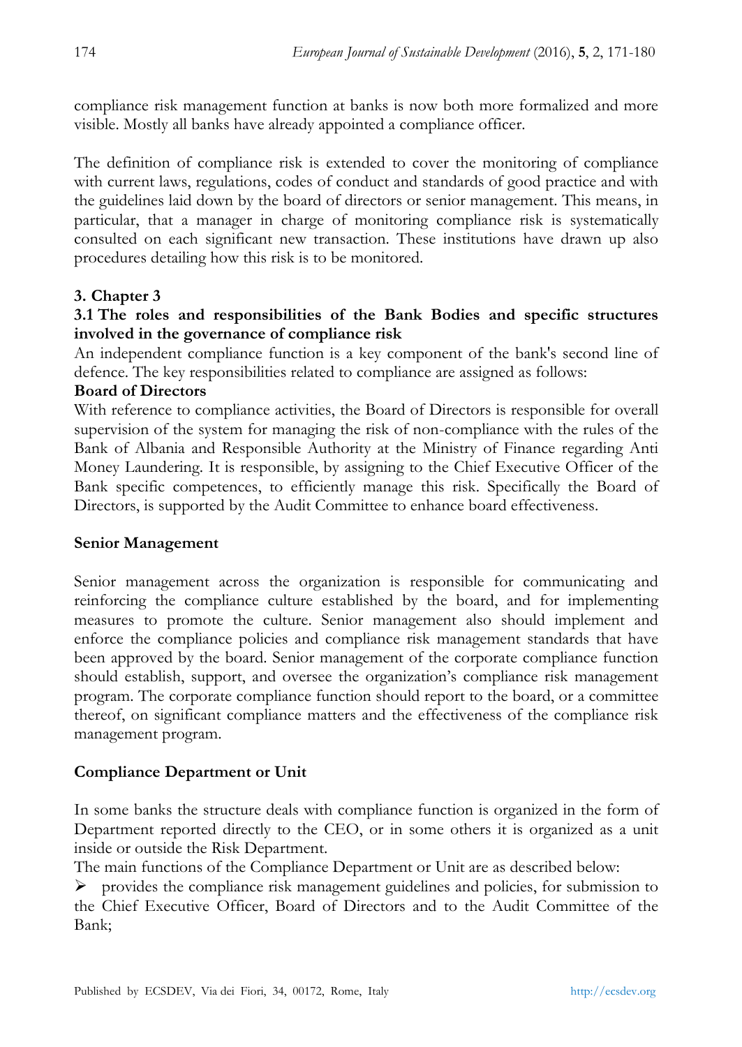compliance risk management function at banks is now both more formalized and more visible. Mostly all banks have already appointed a compliance officer.

The definition of compliance risk is extended to cover the monitoring of compliance with current laws, regulations, codes of conduct and standards of good practice and with the guidelines laid down by the board of directors or senior management. This means, in particular, that a manager in charge of monitoring compliance risk is systematically consulted on each significant new transaction. These institutions have drawn up also procedures detailing how this risk is to be monitored.

## 3. Chapter 3

### 3.1 The roles and responsibilities of the Bank Bodies and specific structures involved in the governance of compliance risk

An independent compliance function is a key component of the bank's second line of defence. The key responsibilities related to compliance are assigned as follows:

**Board of Directors**

With reference to compliance activities, the Board of Directors is responsible for overall supervision of the system for managing the risk of non-compliance with the rules of the Bank of Albania and Responsible Authority at the Ministry of Finance regarding Anti Money Laundering. It is responsible, by assigning to the Chief Executive Officer of the Bank specific competences, to efficiently manage this risk. Specifically the Board of Directors, is supported by the Audit Committee to enhance board effectiveness.

**Senior Management**

Senior management across the organization is responsible for communicating and reinforcing the compliance culture established by the board, and for implementing measures to promote the culture. Senior management also should implement and enforce the compliance policies and compliance risk management standards that have been approved by the board. Senior management of the corporate compliance function should establish, support, and oversee the organization's compliance risk management program. The corporate compliance function should report to the board, or a committee thereof, on significant compliance matters and the effectiveness of the compliance risk management program.

**Compliance Department or Unit**

In some banks the structure deals with compliance function is organized in the form of Department reported directly to the CEO, or in some others it is organized as a unit inside or outside the Risk Department.

The main functions of the Compliance Department or Unit are as described below:

- provides the compliance risk management guidelines and policies, for submission to the Chief Executive Officer, Board of Directors and to the Audit Committee of the Bank;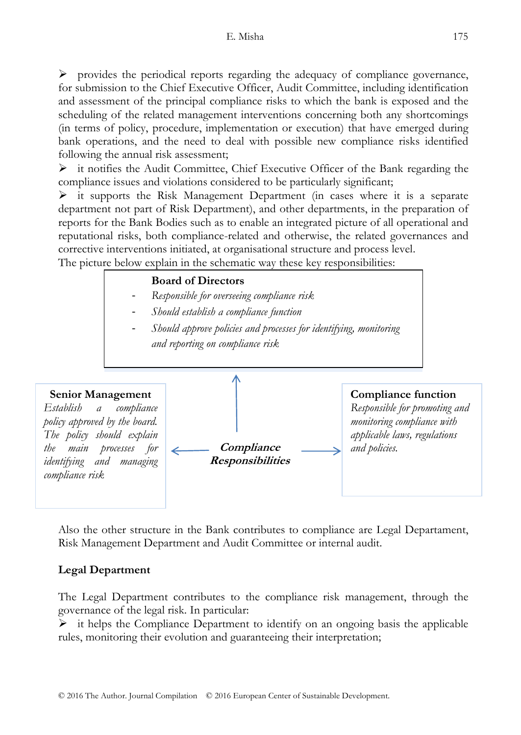➢ provides the periodical reports regarding the adequacy of compliance governance, for submission to the Chief Executive Officer, Audit Committee, including identification and assessment of the principal compliance risks to which the bank is exposed and the scheduling of the related management interventions concerning both any shortcomings (in terms of policy, procedure, implementation or execution) that have emerged during bank operations, and the need to deal with possible new compliance risks identified following the annual risk assessment;

➢ it notifies the Audit Committee, Chief Executive Officer of the Bank regarding the compliance issues and violations considered to be particularly significant;

➢ it supports the Risk Management Department (in cases where it is a separate department not part of Risk Department), and other departments, in the preparation of reports for the Bank Bodies such as to enable an integrated picture of all operational and reputational risks, both compliance-related and otherwise, the related governances and corrective interventions initiated, at organisational structure and process level.

The picture below explain in the schematic way these key responsibilities:

**Board of Directors**

- *Responsible for overseeing compliance risk*
- *Should establish a compliance function*
- *Should approve policies and processes for identifying, monitoring and reporting on compliance risk*

***Compliance Responsibilities***

**Senior Management**

*Establish a compliance policy approved by the board. The policy should explain the main processes for identifying and managing compliance risk*

**Compliance function**

*Responsible for promoting and monitoring compliance with applicable laws, regulations and policies.*

Also the other structure in the Bank contributes to compliance are Legal Departament, Risk Management Department and Audit Committee or internal audit.

**Legal Department**

The Legal Department contributes to the compliance risk management, through the governance of the legal risk. In particular:

➢ it helps the Compliance Department to identify on an ongoing basis the applicable rules, monitoring their evolution and guaranteeing their interpretation;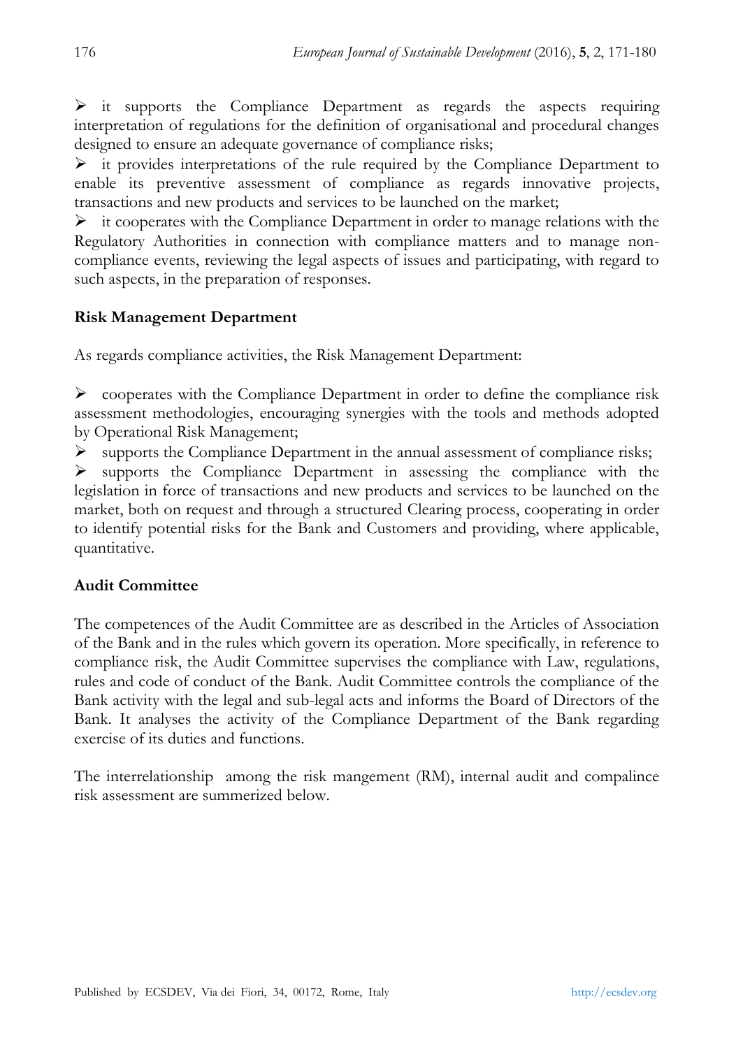- it supports the Compliance Department as regards the aspects requiring interpretation of regulations for the definition of organisational and procedural changes designed to ensure an adequate governance of compliance risks;
- it provides interpretations of the rule required by the Compliance Department to enable its preventive assessment of compliance as regards innovative projects, transactions and new products and services to be launched on the market;
- it cooperates with the Compliance Department in order to manage relations with the Regulatory Authorities in connection with compliance matters and to manage non-compliance events, reviewing the legal aspects of issues and participating, with regard to such aspects, in the preparation of responses.

**Risk Management Department**

As regards compliance activities, the Risk Management Department:

- cooperates with the Compliance Department in order to define the compliance risk assessment methodologies, encouraging synergies with the tools and methods adopted by Operational Risk Management;
- supports the Compliance Department in the annual assessment of compliance risks;
- supports the Compliance Department in assessing the compliance with the legislation in force of transactions and new products and services to be launched on the market, both on request and through a structured Clearing process, cooperating in order to identify potential risks for the Bank and Customers and providing, where applicable, quantitative.

**Audit Committee**

The competences of the Audit Committee are as described in the Articles of Association of the Bank and in the rules which govern its operation. More specifically, in reference to compliance risk, the Audit Committee supervises the compliance with Law, regulations, rules and code of conduct of the Bank. Audit Committee controls the compliance of the Bank activity with the legal and sub-legal acts and informs the Board of Directors of the Bank. It analyses the activity of the Compliance Department of the Bank regarding exercise of its duties and functions.

The interrelationship among the risk mangement (RM), internal audit and compalince risk assessment are summerized below.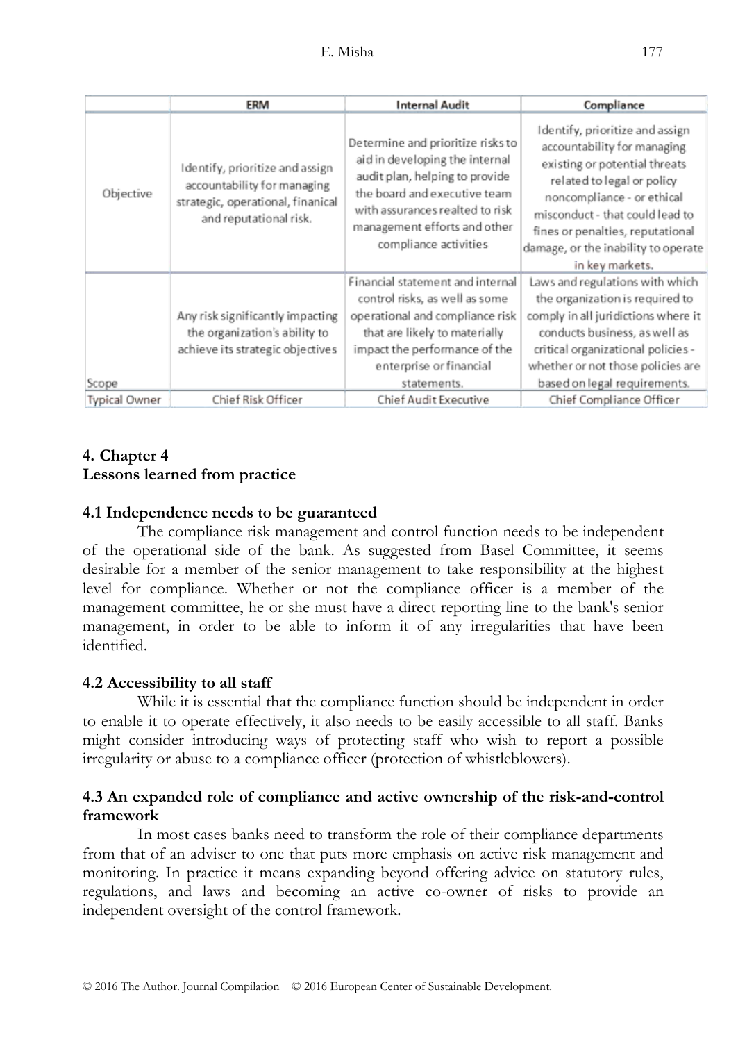| | ERM | Internal Audit | Compliance |
|---|---|---|---|
| Objective | Identify, prioritize and assign accountability for managing strategic, operational, finanical and reputational risk. | Determine and prioritize risks to aid in developing the internal audit plan, helping to provide the board and executive team with assurances realted to risk management efforts and other compliance activities | Identify, prioritize and assign accountability for managing existing or potential threats related to legal or policy noncompliance - or ethical misconduct - that could lead to fines or penalties, reputational damage, or the inability to operate in key markets. |
| Scope | Any risk significantly impacting the organization's ability to achieve its strategic objectives | Financial statement and internal control risks, as well as some operational and compliance risk that are likely to materially impact the performance of the enterprise or financial statements. | Laws and regulations with which the organization is required to comply in all juridictions where it conducts business, as well as critical organizational policies - whether or not those policies are based on legal requirements. |
| Typical Owner | Chief Risk Officer | Chief Audit Executive | Chief Compliance Officer |

# 4. Chapter 4
# Lessons learned from practice

## 4.1 Independence needs to be guaranteed

The compliance risk management and control function needs to be independent of the operational side of the bank. As suggested from Basel Committee, it seems desirable for a member of the senior management to take responsibility at the highest level for compliance. Whether or not the compliance officer is a member of the management committee, he or she must have a direct reporting line to the bank's senior management, in order to be able to inform it of any irregularities that have been identified.

## 4.2 Accessibility to all staff

While it is essential that the compliance function should be independent in order to enable it to operate effectively, it also needs to be easily accessible to all staff. Banks might consider introducing ways of protecting staff who wish to report a possible irregularity or abuse to a compliance officer (protection of whistleblowers).

## 4.3 An expanded role of compliance and active ownership of the risk-and-control framework

In most cases banks need to transform the role of their compliance departments from that of an adviser to one that puts more emphasis on active risk management and monitoring. In practice it means expanding beyond offering advice on statutory rules, regulations, and laws and becoming an active co-owner of risks to provide an independent oversight of the control framework.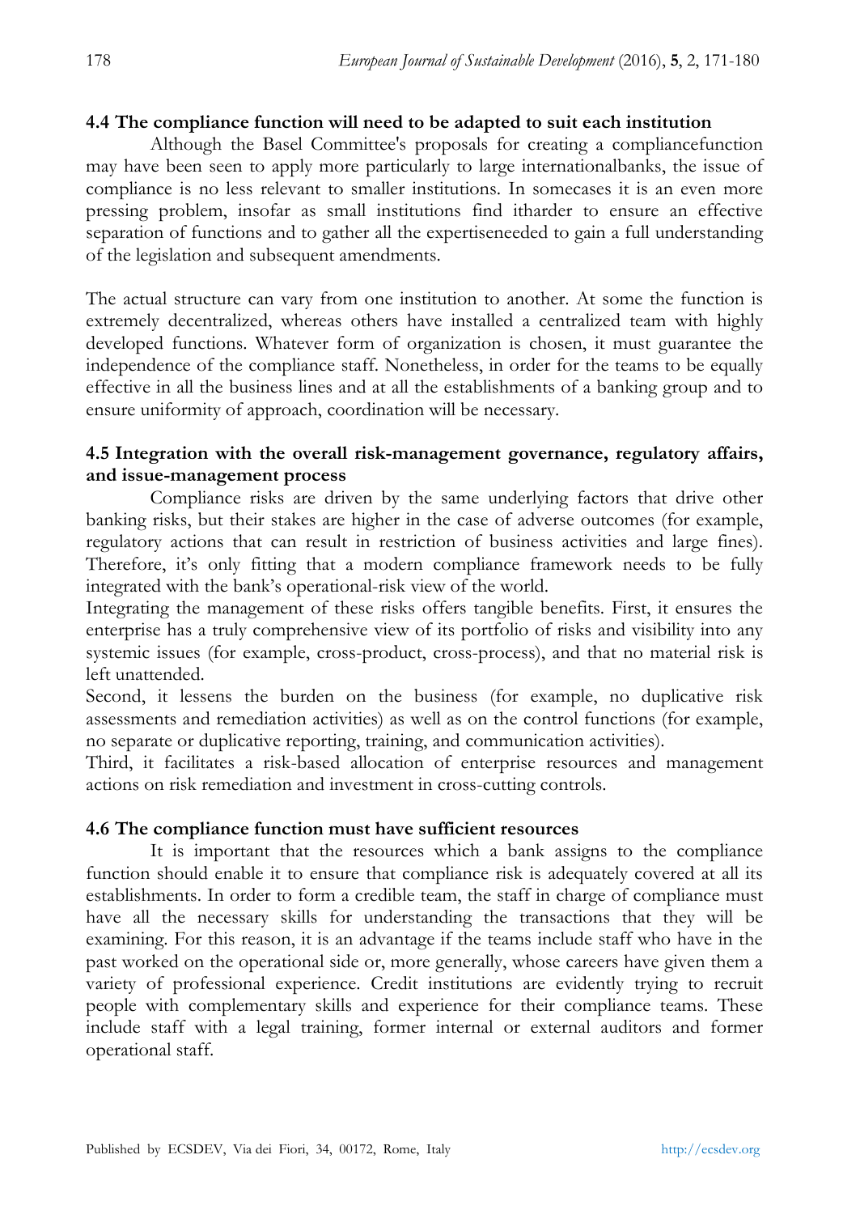### 4.4 The compliance function will need to be adapted to suit each institution

Although the Basel Committee's proposals for creating a compliancefunction may have been seen to apply more particularly to large internationalbanks, the issue of compliance is no less relevant to smaller institutions. In somecases it is an even more pressing problem, insofar as small institutions find itharder to ensure an effective separation of functions and to gather all the expertiseneeded to gain a full understanding of the legislation and subsequent amendments.

The actual structure can vary from one institution to another. At some the function is extremely decentralized, whereas others have installed a centralized team with highly developed functions. Whatever form of organization is chosen, it must guarantee the independence of the compliance staff. Nonetheless, in order for the teams to be equally effective in all the business lines and at all the establishments of a banking group and to ensure uniformity of approach, coordination will be necessary.

### 4.5 Integration with the overall risk-management governance, regulatory affairs, and issue-management process

Compliance risks are driven by the same underlying factors that drive other banking risks, but their stakes are higher in the case of adverse outcomes (for example, regulatory actions that can result in restriction of business activities and large fines). Therefore, it's only fitting that a modern compliance framework needs to be fully integrated with the bank's operational-risk view of the world.

Integrating the management of these risks offers tangible benefits. First, it ensures the enterprise has a truly comprehensive view of its portfolio of risks and visibility into any systemic issues (for example, cross-product, cross-process), and that no material risk is left unattended.

Second, it lessens the burden on the business (for example, no duplicative risk assessments and remediation activities) as well as on the control functions (for example, no separate or duplicative reporting, training, and communication activities).

Third, it facilitates a risk-based allocation of enterprise resources and management actions on risk remediation and investment in cross-cutting controls.

### 4.6 The compliance function must have sufficient resources

It is important that the resources which a bank assigns to the compliance function should enable it to ensure that compliance risk is adequately covered at all its establishments. In order to form a credible team, the staff in charge of compliance must have all the necessary skills for understanding the transactions that they will be examining. For this reason, it is an advantage if the teams include staff who have in the past worked on the operational side or, more generally, whose careers have given them a variety of professional experience. Credit institutions are evidently trying to recruit people with complementary skills and experience for their compliance teams. These include staff with a legal training, former internal or external auditors and former operational staff.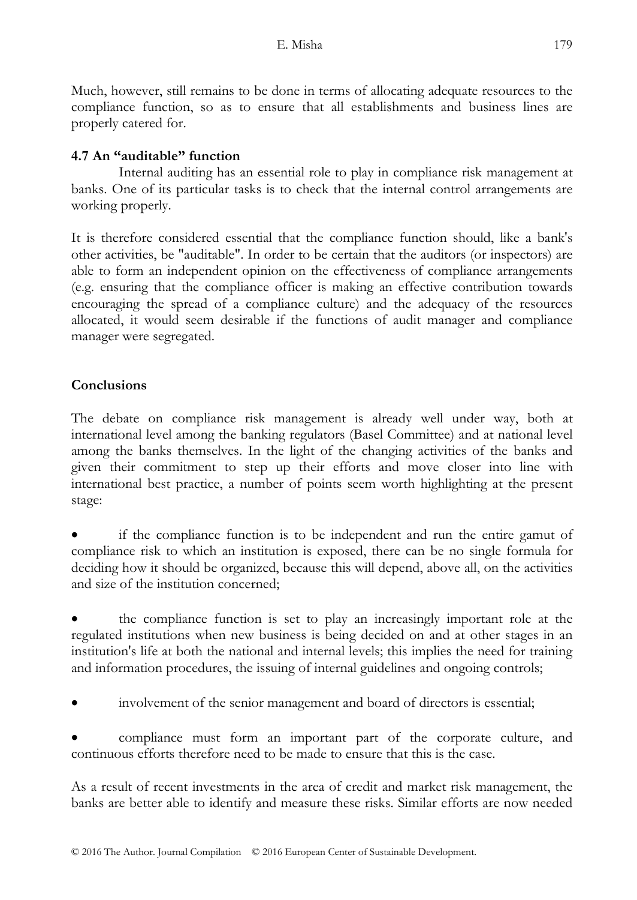Much, however, still remains to be done in terms of allocating adequate resources to the compliance function, so as to ensure that all establishments and business lines are properly catered for.

### 4.7 An "auditable" function

Internal auditing has an essential role to play in compliance risk management at banks. One of its particular tasks is to check that the internal control arrangements are working properly.

It is therefore considered essential that the compliance function should, like a bank's other activities, be "auditable". In order to be certain that the auditors (or inspectors) are able to form an independent opinion on the effectiveness of compliance arrangements (e.g. ensuring that the compliance officer is making an effective contribution towards encouraging the spread of a compliance culture) and the adequacy of the resources allocated, it would seem desirable if the functions of audit manager and compliance manager were segregated.

## Conclusions

The debate on compliance risk management is already well under way, both at international level among the banking regulators (Basel Committee) and at national level among the banks themselves. In the light of the changing activities of the banks and given their commitment to step up their efforts and move closer into line with international best practice, a number of points seem worth highlighting at the present stage:

- if the compliance function is to be independent and run the entire gamut of compliance risk to which an institution is exposed, there can be no single formula for deciding how it should be organized, because this will depend, above all, on the activities and size of the institution concerned;

- the compliance function is set to play an increasingly important role at the regulated institutions when new business is being decided on and at other stages in an institution's life at both the national and internal levels; this implies the need for training and information procedures, the issuing of internal guidelines and ongoing controls;

- involvement of the senior management and board of directors is essential;

- compliance must form an important part of the corporate culture, and continuous efforts therefore need to be made to ensure that this is the case.

As a result of recent investments in the area of credit and market risk management, the banks are better able to identify and measure these risks. Similar efforts are now needed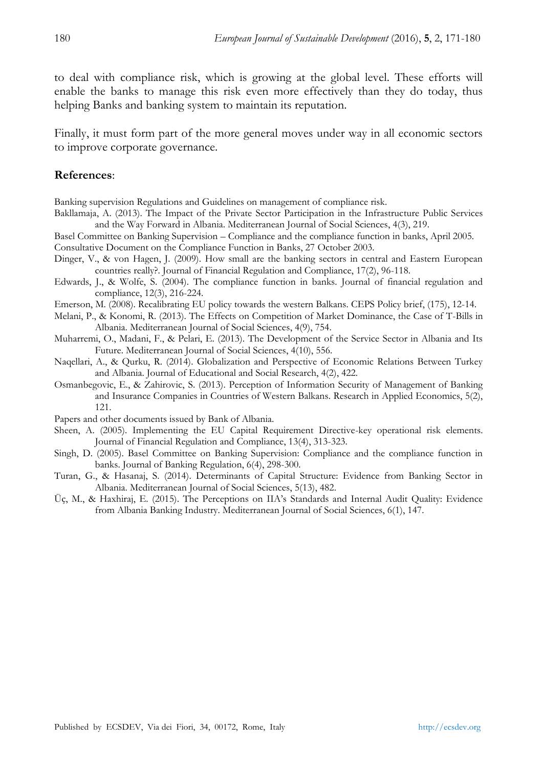to deal with compliance risk, which is growing at the global level. These efforts will enable the banks to manage this risk even more effectively than they do today, thus helping Banks and banking system to maintain its reputation.

Finally, it must form part of the more general moves under way in all economic sectors to improve corporate governance.

## References:

Banking supervision Regulations and Guidelines on management of compliance risk.

Bakllamaja, A. (2013). The Impact of the Private Sector Participation in the Infrastructure Public Services and the Way Forward in Albania. Mediterranean Journal of Social Sciences, 4(3), 219.

Basel Committee on Banking Supervision – Compliance and the compliance function in banks, April 2005.

Consultative Document on the Compliance Function in Banks, 27 October 2003.

Dinger, V., & von Hagen, J. (2009). How small are the banking sectors in central and Eastern European countries really?. Journal of Financial Regulation and Compliance, 17(2), 96-118.

Edwards, J., & Wolfe, S. (2004). The compliance function in banks. Journal of financial regulation and compliance, 12(3), 216-224.

Emerson, M. (2008). Recalibrating EU policy towards the western Balkans. CEPS Policy brief, (175), 12-14.

Melani, P., & Konomi, R. (2013). The Effects on Competition of Market Dominance, the Case of T-Bills in Albania. Mediterranean Journal of Social Sciences, 4(9), 754.

Muharremi, O., Madani, F., & Pelari, E. (2013). The Development of the Service Sector in Albania and Its Future. Mediterranean Journal of Social Sciences, 4(10), 556.

Naqellari, A., & Qurku, R. (2014). Globalization and Perspective of Economic Relations Between Turkey and Albania. Journal of Educational and Social Research, 4(2), 422.

Osmanbegovic, E., & Zahirovic, S. (2013). Perception of Information Security of Management of Banking and Insurance Companies in Countries of Western Balkans. Research in Applied Economics, 5(2), 121.

Papers and other documents issued by Bank of Albania.

Sheen, A. (2005). Implementing the EU Capital Requirement Directive-key operational risk elements. Journal of Financial Regulation and Compliance, 13(4), 313-323.

Singh, D. (2005). Basel Committee on Banking Supervision: Compliance and the compliance function in banks. Journal of Banking Regulation, 6(4), 298-300.

Turan, G., & Hasanaj, S. (2014). Determinants of Capital Structure: Evidence from Banking Sector in Albania. Mediterranean Journal of Social Sciences, 5(13), 482.

Üç, M., & Haxhiraj, E. (2015). The Perceptions on IIA's Standards and Internal Audit Quality: Evidence from Albania Banking Industry. Mediterranean Journal of Social Sciences, 6(1), 147.